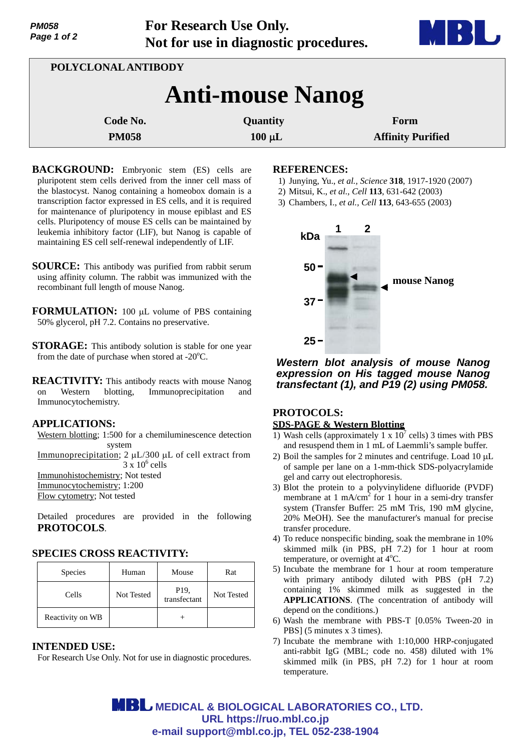For Research Use Only.
Not for use in diagnostic procedures.

POLYCLONAL ANTIBODY

# Anti-mouse Nanog

| Code No. | Quantity | Form |
|---|---|---|
| PM058 | 100 μL | Affinity Purified |

**BACKGROUND:** Embryonic stem (ES) cells are pluripotent stem cells derived from the inner cell mass of the blastocyst. Nanog containing a homeobox domain is a transcription factor expressed in ES cells, and it is required for maintenance of pluripotency in mouse epiblast and ES cells. Pluripotency of mouse ES cells can be maintained by leukemia inhibitory factor (LIF), but Nanog is capable of maintaining ES cell self-renewal independently of LIF.

**SOURCE:** This antibody was purified from rabbit serum using affinity column. The rabbit was immunized with the recombinant full length of mouse Nanog.

**FORMULATION:** 100 μL volume of PBS containing 50% glycerol, pH 7.2. Contains no preservative.

**STORAGE:** This antibody solution is stable for one year from the date of purchase when stored at -20°C.

**REACTIVITY:** This antibody reacts with mouse Nanog on Western blotting, Immunoprecipitation and Immunocytochemistry.

**APPLICATIONS:**

Western blotting; 1:500 for a chemiluminescence detection system
Immunoprecipitation; 2 μL/300 μL of cell extract from $3 \times 10^6$ cells
Immunohistochemistry; Not tested
Immunocytochemistry; 1:200
Flow cytometry; Not tested

Detailed procedures are provided in the following **PROTOCOLS**.

**SPECIES CROSS REACTIVITY:**

| Species | Human | Mouse | Rat |
|---|---|---|---|
| Cells | Not Tested | P19, transfectant | Not Tested |
| Reactivity on WB | | + | |

**INTENDED USE:**
For Research Use Only. Not for use in diagnostic procedures.

**REFERENCES:**
1) Junying, Yu., *et al., Science* **318**, 1917-1920 (2007)
2) Mitsui, K., *et al., Cell* **113**, 631-642 (2003)
3) Chambers, I., *et al., Cell* **113**, 643-655 (2003)

*Western blot analysis of mouse Nanog expression on His tagged mouse Nanog transfectant (1), and P19 (2) using PM058.*

**PROTOCOLS:**

**SDS-PAGE & Western Blotting**

1) Wash cells (approximately $1 \times 10^7$ cells) 3 times with PBS and resuspend them in 1 mL of Laemmli's sample buffer.
2) Boil the samples for 2 minutes and centrifuge. Load 10 μL of sample per lane on a 1-mm-thick SDS-polyacrylamide gel and carry out electrophoresis.
3) Blot the protein to a polyvinylidene difluoride (PVDF) membrane at 1 mA/cm$^2$ for 1 hour in a semi-dry transfer system (Transfer Buffer: 25 mM Tris, 190 mM glycine, 20% MeOH). See the manufacturer's manual for precise transfer procedure.
4) To reduce nonspecific binding, soak the membrane in 10% skimmed milk (in PBS, pH 7.2) for 1 hour at room temperature, or overnight at 4°C.
5) Incubate the membrane for 1 hour at room temperature with primary antibody diluted with PBS (pH 7.2) containing 1% skimmed milk as suggested in the **APPLICATIONS**. (The concentration of antibody will depend on the conditions.)
6) Wash the membrane with PBS-T [0.05% Tween-20 in PBS] (5 minutes x 3 times).
7) Incubate the membrane with 1:10,000 HRP-conjugated anti-rabbit IgG (MBL; code no. 458) diluted with 1% skimmed milk (in PBS, pH 7.2) for 1 hour at room temperature.

MBL MEDICAL & BIOLOGICAL LABORATORIES CO., LTD.
URL https://ruo.mbl.co.jp
e-mail support@mbl.co.jp, TEL 052-238-1904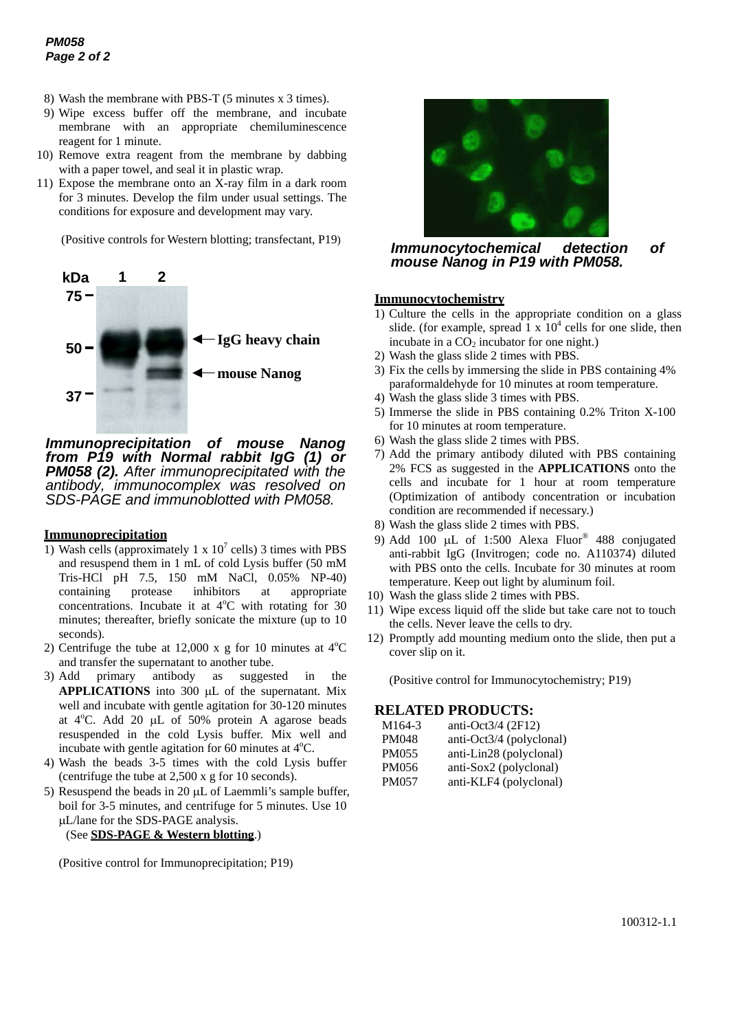8) Wash the membrane with PBS-T (5 minutes x 3 times).
9) Wipe excess buffer off the membrane, and incubate membrane with an appropriate chemiluminescence reagent for 1 minute.
10) Remove extra reagent from the membrane by dabbing with a paper towel, and seal it in plastic wrap.
11) Expose the membrane onto an X-ray film in a dark room for 3 minutes. Develop the film under usual settings. The conditions for exposure and development may vary.

(Positive controls for Western blotting; transfectant, P19)

kDa 1 2
75
50
37
IgG heavy chain
mouse Nanog

***Immunoprecipitation of mouse Nanog from P19 with Normal rabbit IgG (1) or PM058 (2).*** *After immunoprecipitated with the antibody, immunocomplex was resolved on SDS-PAGE and immunoblotted with PM058.*

## Immunoprecipitation

1) Wash cells (approximately 1 x $10^7$ cells) 3 times with PBS and resuspend them in 1 mL of cold Lysis buffer (50 mM Tris-HCl pH 7.5, 150 mM NaCl, 0.05% NP-40) containing protease inhibitors at appropriate concentrations. Incubate it at 4$^o$C with rotating for 30 minutes; thereafter, briefly sonicate the mixture (up to 10 seconds).
2) Centrifuge the tube at 12,000 x g for 10 minutes at 4$^o$C and transfer the supernatant to another tube.
3) Add primary antibody as suggested in the **APPLICATIONS** into 300 μL of the supernatant. Mix well and incubate with gentle agitation for 30-120 minutes at 4$^o$C. Add 20 μL of 50% protein A agarose beads resuspended in the cold Lysis buffer. Mix well and incubate with gentle agitation for 60 minutes at 4$^o$C.
4) Wash the beads 3-5 times with the cold Lysis buffer (centrifuge the tube at 2,500 x g for 10 seconds).
5) Resuspend the beads in 20 μL of Laemmli's sample buffer, boil for 3-5 minutes, and centrifuge for 5 minutes. Use 10 μL/lane for the SDS-PAGE analysis.
   (See **SDS-PAGE & Western blotting**.)

(Positive control for Immunoprecipitation; P19)

***Immunocytochemical detection of mouse Nanog in P19 with PM058.***

## Immunocytochemistry

1) Culture the cells in the appropriate condition on a glass slide. (for example, spread 1 x $10^4$ cells for one slide, then incubate in a $CO_2$ incubator for one night.)
2) Wash the glass slide 2 times with PBS.
3) Fix the cells by immersing the slide in PBS containing 4% paraformaldehyde for 10 minutes at room temperature.
4) Wash the glass slide 3 times with PBS.
5) Immerse the slide in PBS containing 0.2% Triton X-100 for 10 minutes at room temperature.
6) Wash the glass slide 2 times with PBS.
7) Add the primary antibody diluted with PBS containing 2% FCS as suggested in the **APPLICATIONS** onto the cells and incubate for 1 hour at room temperature (Optimization of antibody concentration or incubation condition are recommended if necessary.)
8) Wash the glass slide 2 times with PBS.
9) Add 100 μL of 1:500 Alexa Fluor® 488 conjugated anti-rabbit IgG (Invitrogen; code no. A110374) diluted with PBS onto the cells. Incubate for 30 minutes at room temperature. Keep out light by aluminum foil.
10) Wash the glass slide 2 times with PBS.
11) Wipe excess liquid off the slide but take care not to touch the cells. Never leave the cells to dry.
12) Promptly add mounting medium onto the slide, then put a cover slip on it.

(Positive control for Immunocytochemistry; P19)

## RELATED PRODUCTS:

| | |
|---|---|
| M164-3 | anti-Oct3/4 (2F12) |
| PM048 | anti-Oct3/4 (polyclonal) |
| PM055 | anti-Lin28 (polyclonal) |
| PM056 | anti-Sox2 (polyclonal) |
| PM057 | anti-KLF4 (polyclonal) |

100312-1.1